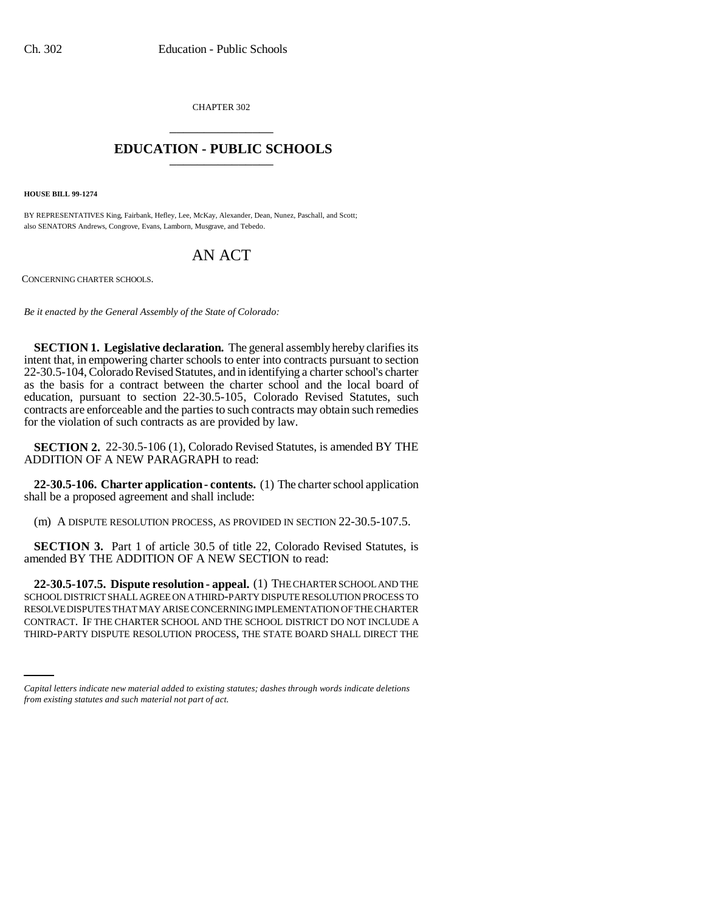CHAPTER 302

# EDUCATION - PUBLIC SCHOOLS

**HOUSE BILL 99-1274**

BY REPRESENTATIVES King, Fairbank, Hefley, Lee, McKay, Alexander, Dean, Nunez, Paschall, and Scott;
also SENATORS Andrews, Congrove, Evans, Lamborn, Musgrave, and Tebedo.

# AN ACT

CONCERNING CHARTER SCHOOLS.

*Be it enacted by the General Assembly of the State of Colorado:*

**SECTION 1. Legislative declaration.** The general assembly hereby clarifies its intent that, in empowering charter schools to enter into contracts pursuant to section 22-30.5-104, Colorado Revised Statutes, and in identifying a charter school's charter as the basis for a contract between the charter school and the local board of education, pursuant to section 22-30.5-105, Colorado Revised Statutes, such contracts are enforceable and the parties to such contracts may obtain such remedies for the violation of such contracts as are provided by law.

**SECTION 2.** 22-30.5-106 (1), Colorado Revised Statutes, is amended BY THE ADDITION OF A NEW PARAGRAPH to read:

**22-30.5-106. Charter application - contents.** (1) The charter school application shall be a proposed agreement and shall include:

(m) A DISPUTE RESOLUTION PROCESS, AS PROVIDED IN SECTION 22-30.5-107.5.

**SECTION 3.** Part 1 of article 30.5 of title 22, Colorado Revised Statutes, is amended BY THE ADDITION OF A NEW SECTION to read:

**22-30.5-107.5. Dispute resolution - appeal.** (1) THE CHARTER SCHOOL AND THE SCHOOL DISTRICT SHALL AGREE ON A THIRD-PARTY DISPUTE RESOLUTION PROCESS TO RESOLVE DISPUTES THAT MAY ARISE CONCERNING IMPLEMENTATION OF THE CHARTER CONTRACT. IF THE CHARTER SCHOOL AND THE SCHOOL DISTRICT DO NOT INCLUDE A THIRD-PARTY DISPUTE RESOLUTION PROCESS, THE STATE BOARD SHALL DIRECT THE

*Capital letters indicate new material added to existing statutes; dashes through words indicate deletions from existing statutes and such material not part of act.*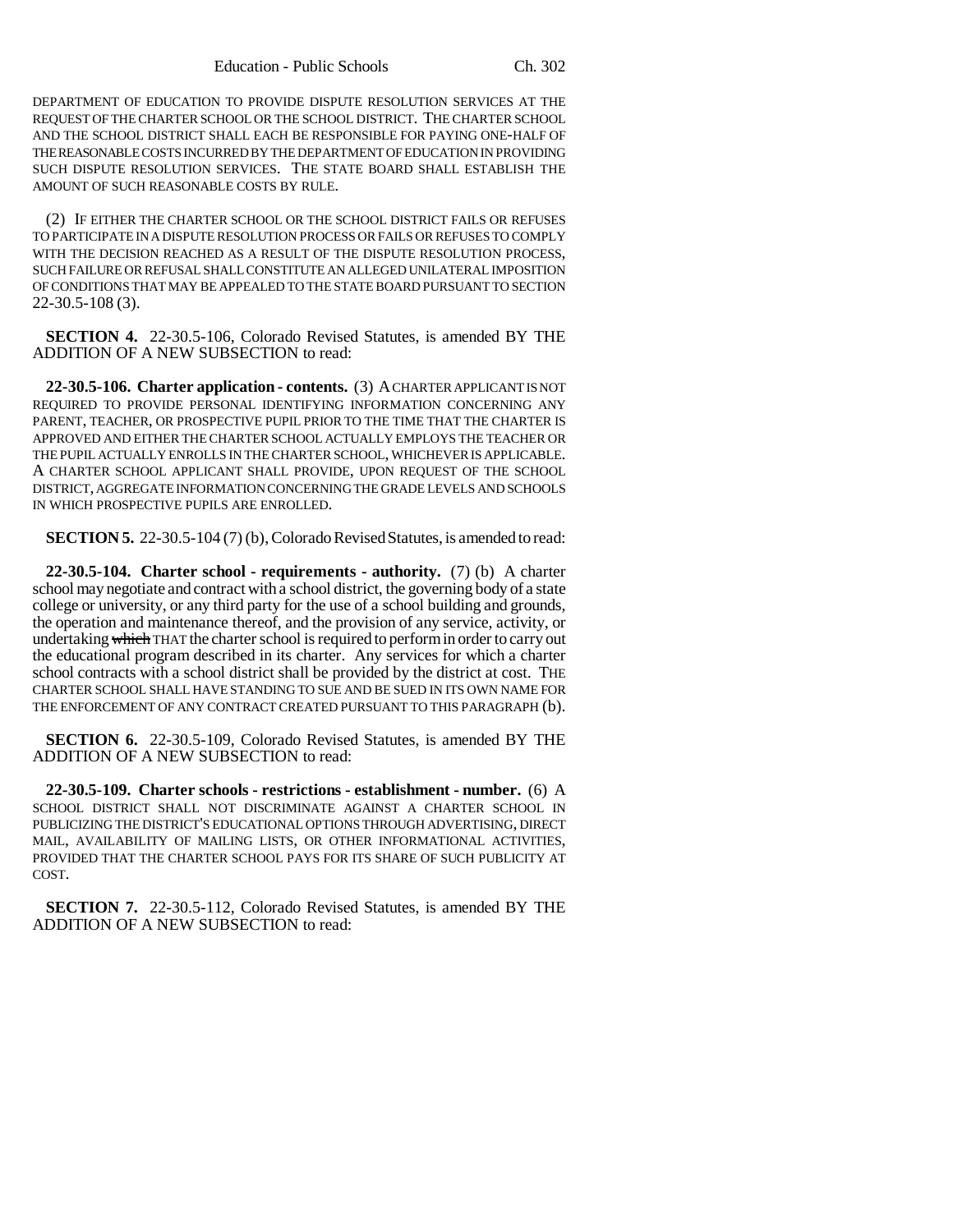DEPARTMENT OF EDUCATION TO PROVIDE DISPUTE RESOLUTION SERVICES AT THE REQUEST OF THE CHARTER SCHOOL OR THE SCHOOL DISTRICT. THE CHARTER SCHOOL AND THE SCHOOL DISTRICT SHALL EACH BE RESPONSIBLE FOR PAYING ONE-HALF OF THE REASONABLE COSTS INCURRED BY THE DEPARTMENT OF EDUCATION IN PROVIDING SUCH DISPUTE RESOLUTION SERVICES. THE STATE BOARD SHALL ESTABLISH THE AMOUNT OF SUCH REASONABLE COSTS BY RULE.

(2) IF EITHER THE CHARTER SCHOOL OR THE SCHOOL DISTRICT FAILS OR REFUSES TO PARTICIPATE IN A DISPUTE RESOLUTION PROCESS OR FAILS OR REFUSES TO COMPLY WITH THE DECISION REACHED AS A RESULT OF THE DISPUTE RESOLUTION PROCESS, SUCH FAILURE OR REFUSAL SHALL CONSTITUTE AN ALLEGED UNILATERAL IMPOSITION OF CONDITIONS THAT MAY BE APPEALED TO THE STATE BOARD PURSUANT TO SECTION 22-30.5-108 (3).

**SECTION 4.** 22-30.5-106, Colorado Revised Statutes, is amended BY THE ADDITION OF A NEW SUBSECTION to read:

**22-30.5-106. Charter application - contents.** (3) A CHARTER APPLICANT IS NOT REQUIRED TO PROVIDE PERSONAL IDENTIFYING INFORMATION CONCERNING ANY PARENT, TEACHER, OR PROSPECTIVE PUPIL PRIOR TO THE TIME THAT THE CHARTER IS APPROVED AND EITHER THE CHARTER SCHOOL ACTUALLY EMPLOYS THE TEACHER OR THE PUPIL ACTUALLY ENROLLS IN THE CHARTER SCHOOL, WHICHEVER IS APPLICABLE. A CHARTER SCHOOL APPLICANT SHALL PROVIDE, UPON REQUEST OF THE SCHOOL DISTRICT, AGGREGATE INFORMATION CONCERNING THE GRADE LEVELS AND SCHOOLS IN WHICH PROSPECTIVE PUPILS ARE ENROLLED.

**SECTION 5.** 22-30.5-104 (7) (b), Colorado Revised Statutes, is amended to read:

**22-30.5-104. Charter school - requirements - authority.** (7) (b) A charter school may negotiate and contract with a school district, the governing body of a state college or university, or any third party for the use of a school building and grounds, the operation and maintenance thereof, and the provision of any service, activity, or undertaking ~~which~~ THAT the charter school is required to perform in order to carry out the educational program described in its charter. Any services for which a charter school contracts with a school district shall be provided by the district at cost. THE CHARTER SCHOOL SHALL HAVE STANDING TO SUE AND BE SUED IN ITS OWN NAME FOR THE ENFORCEMENT OF ANY CONTRACT CREATED PURSUANT TO THIS PARAGRAPH (b).

**SECTION 6.** 22-30.5-109, Colorado Revised Statutes, is amended BY THE ADDITION OF A NEW SUBSECTION to read:

**22-30.5-109. Charter schools - restrictions - establishment - number.** (6) A SCHOOL DISTRICT SHALL NOT DISCRIMINATE AGAINST A CHARTER SCHOOL IN PUBLICIZING THE DISTRICT'S EDUCATIONAL OPTIONS THROUGH ADVERTISING, DIRECT MAIL, AVAILABILITY OF MAILING LISTS, OR OTHER INFORMATIONAL ACTIVITIES, PROVIDED THAT THE CHARTER SCHOOL PAYS FOR ITS SHARE OF SUCH PUBLICITY AT COST.

**SECTION 7.** 22-30.5-112, Colorado Revised Statutes, is amended BY THE ADDITION OF A NEW SUBSECTION to read: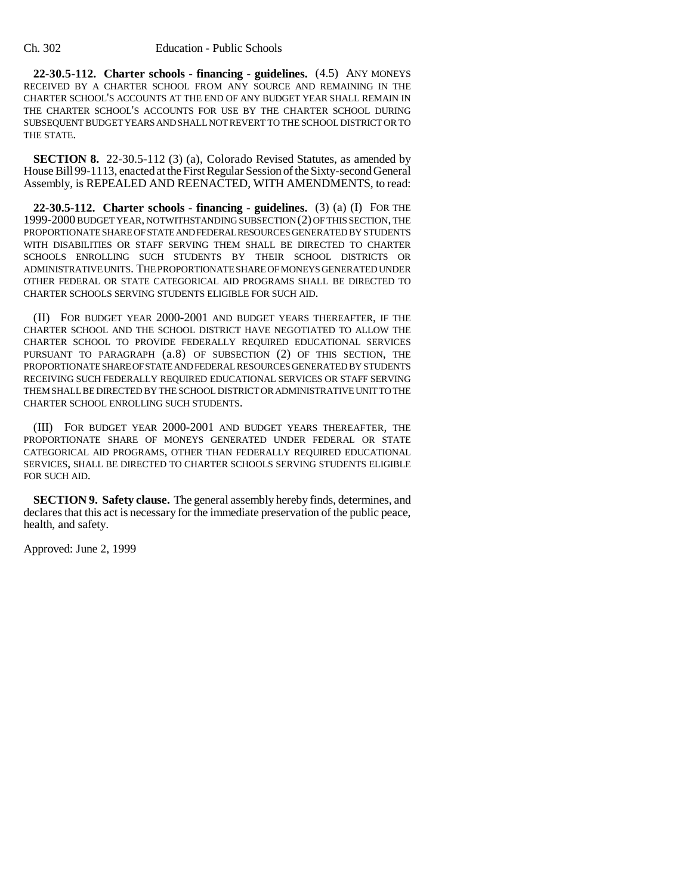**22-30.5-112. Charter schools - financing - guidelines.** (4.5) ANY MONEYS RECEIVED BY A CHARTER SCHOOL FROM ANY SOURCE AND REMAINING IN THE CHARTER SCHOOL'S ACCOUNTS AT THE END OF ANY BUDGET YEAR SHALL REMAIN IN THE CHARTER SCHOOL'S ACCOUNTS FOR USE BY THE CHARTER SCHOOL DURING SUBSEQUENT BUDGET YEARS AND SHALL NOT REVERT TO THE SCHOOL DISTRICT OR TO THE STATE.

**SECTION 8.** 22-30.5-112 (3) (a), Colorado Revised Statutes, as amended by House Bill 99-1113, enacted at the First Regular Session of the Sixty-second General Assembly, is REPEALED AND REENACTED, WITH AMENDMENTS, to read:

**22-30.5-112. Charter schools - financing - guidelines.** (3) (a) (I) FOR THE 1999-2000 BUDGET YEAR, NOTWITHSTANDING SUBSECTION (2) OF THIS SECTION, THE PROPORTIONATE SHARE OF STATE AND FEDERAL RESOURCES GENERATED BY STUDENTS WITH DISABILITIES OR STAFF SERVING THEM SHALL BE DIRECTED TO CHARTER SCHOOLS ENROLLING SUCH STUDENTS BY THEIR SCHOOL DISTRICTS OR ADMINISTRATIVE UNITS. THE PROPORTIONATE SHARE OF MONEYS GENERATED UNDER OTHER FEDERAL OR STATE CATEGORICAL AID PROGRAMS SHALL BE DIRECTED TO CHARTER SCHOOLS SERVING STUDENTS ELIGIBLE FOR SUCH AID.

(II) FOR BUDGET YEAR 2000-2001 AND BUDGET YEARS THEREAFTER, IF THE CHARTER SCHOOL AND THE SCHOOL DISTRICT HAVE NEGOTIATED TO ALLOW THE CHARTER SCHOOL TO PROVIDE FEDERALLY REQUIRED EDUCATIONAL SERVICES PURSUANT TO PARAGRAPH (a.8) OF SUBSECTION (2) OF THIS SECTION, THE PROPORTIONATE SHARE OF STATE AND FEDERAL RESOURCES GENERATED BY STUDENTS RECEIVING SUCH FEDERALLY REQUIRED EDUCATIONAL SERVICES OR STAFF SERVING THEM SHALL BE DIRECTED BY THE SCHOOL DISTRICT OR ADMINISTRATIVE UNIT TO THE CHARTER SCHOOL ENROLLING SUCH STUDENTS.

(III) FOR BUDGET YEAR 2000-2001 AND BUDGET YEARS THEREAFTER, THE PROPORTIONATE SHARE OF MONEYS GENERATED UNDER FEDERAL OR STATE CATEGORICAL AID PROGRAMS, OTHER THAN FEDERALLY REQUIRED EDUCATIONAL SERVICES, SHALL BE DIRECTED TO CHARTER SCHOOLS SERVING STUDENTS ELIGIBLE FOR SUCH AID.

**SECTION 9. Safety clause.** The general assembly hereby finds, determines, and declares that this act is necessary for the immediate preservation of the public peace, health, and safety.

Approved: June 2, 1999